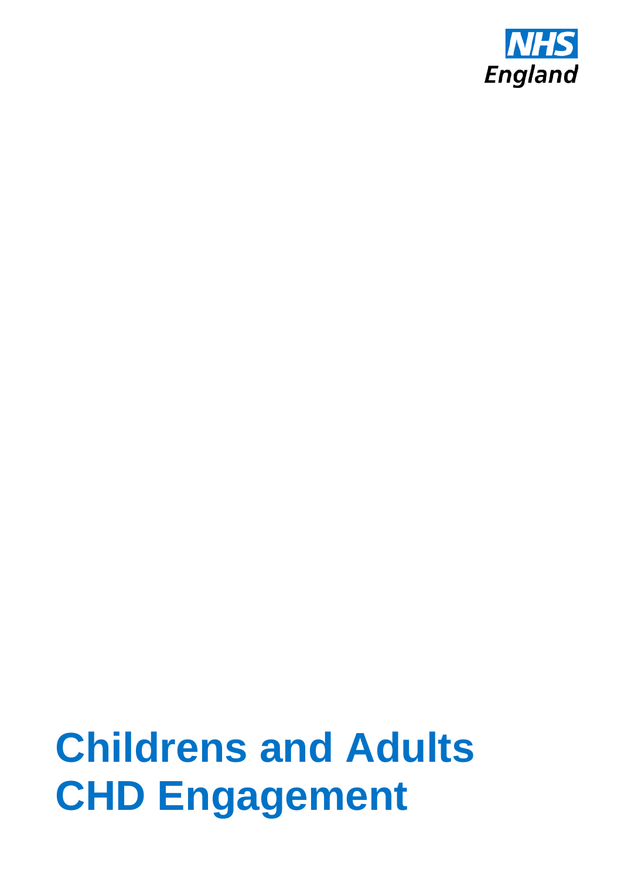NHS England

# Childrens and Adults CHD Engagement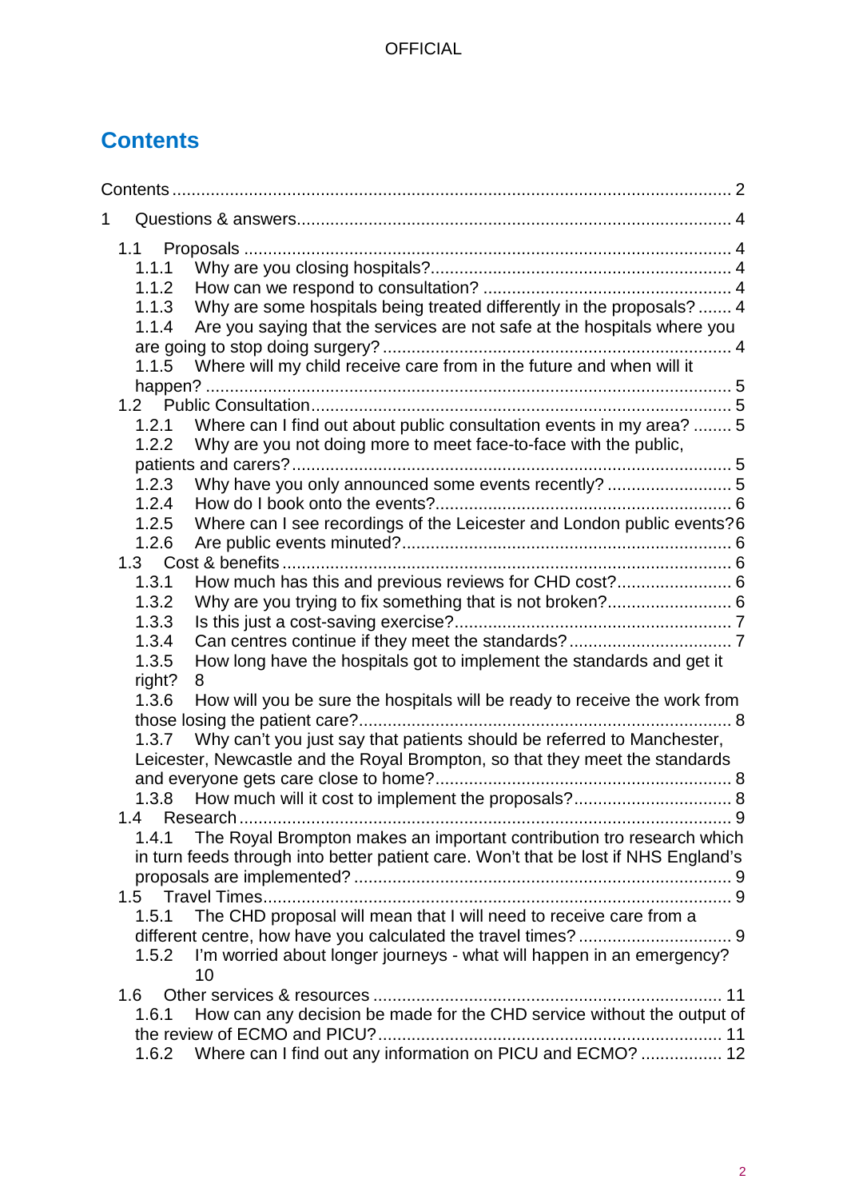# Contents

Contents ........................................................................................................................ 2

1 Questions & answers........................................................................................... 4

- 1.1 Proposals ..................................................................................................... 4
  - 1.1.1 Why are you closing hospitals?............................................................... 4
  - 1.1.2 How can we respond to consultation? .................................................... 4
  - 1.1.3 Why are some hospitals being treated differently in the proposals? ....... 4
  - 1.1.4 Are you saying that the services are not safe at the hospitals where you are going to stop doing surgery? ......................................................................... 4
  - 1.1.5 Where will my child receive care from in the future and when will it happen? ............................................................................................................ 5
- 1.2 Public Consultation........................................................................................ 5
  - 1.2.1 Where can I find out about public consultation events in my area? ........ 5
  - 1.2.2 Why are you not doing more to meet face-to-face with the public, patients and carers?............................................................................................ 5
  - 1.2.3 Why have you only announced some events recently? .......................... 5
  - 1.2.4 How do I book onto the events?............................................................. 6
  - 1.2.5 Where can I see recordings of the Leicester and London public events? 6
  - 1.2.6 Are public events minuted?..................................................................... 6
- 1.3 Cost & benefits .............................................................................................. 6
  - 1.3.1 How much has this and previous reviews for CHD cost?........................ 6
  - 1.3.2 Why are you trying to fix something that is not broken?.......................... 6
  - 1.3.3 Is this just a cost-saving exercise?.......................................................... 7
  - 1.3.4 Can centres continue if they meet the standards?.................................. 7
  - 1.3.5 How long have the hospitals got to implement the standards and get it right? 8
  - 1.3.6 How will you be sure the hospitals will be ready to receive the work from those losing the patient care?............................................................................. 8
  - 1.3.7 Why can't you just say that patients should be referred to Manchester, Leicester, Newcastle and the Royal Brompton, so that they meet the standards and everyone gets care close to home?.............................................................. 8
  - 1.3.8 How much will it cost to implement the proposals?................................. 8
- 1.4 Research ....................................................................................................... 9
  - 1.4.1 The Royal Brompton makes an important contribution tro research which in turn feeds through into better patient care. Won't that be lost if NHS England's proposals are implemented? ............................................................................... 9
- 1.5 Travel Times.................................................................................................. 9
  - 1.5.1 The CHD proposal will mean that I will need to receive care from a different centre, how have you calculated the travel times? ................................ 9
  - 1.5.2 I'm worried about longer journeys - what will happen in an emergency? 10
- 1.6 Other services & resources ......................................................................... 11
  - 1.6.1 How can any decision be made for the CHD service without the output of the review of ECMO and PICU?........................................................................ 11
  - 1.6.2 Where can I find out any information on PICU and ECMO? ................. 12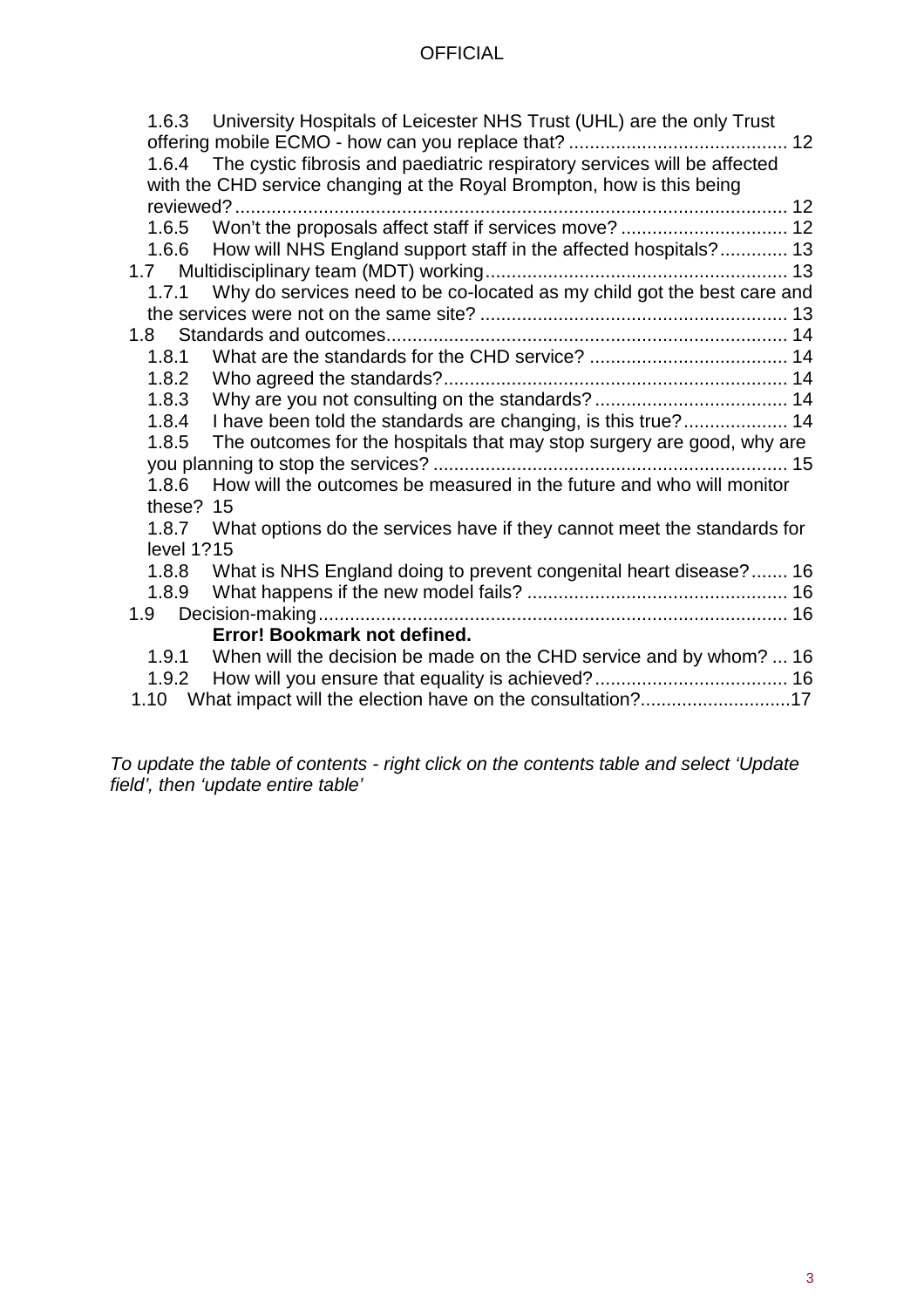1.6.3 University Hospitals of Leicester NHS Trust (UHL) are the only Trust offering mobile ECMO - how can you replace that? .......................................... 12

1.6.4 The cystic fibrosis and paediatric respiratory services will be affected with the CHD service changing at the Royal Brompton, how is this being reviewed? ........................................................................................................ 12

1.6.5 Won't the proposals affect staff if services move? ................................ 12

1.6.6 How will NHS England support staff in the affected hospitals? ............. 13

1.7 Multidisciplinary team (MDT) working .......................................................... 13

1.7.1 Why do services need to be co-located as my child got the best care and the services were not on the same site? .......................................................... 13

1.8 Standards and outcomes ............................................................................ 14

1.8.1 What are the standards for the CHD service? ...................................... 14

1.8.2 Who agreed the standards? ................................................................. 14

1.8.3 Why are you not consulting on the standards? ..................................... 14

1.8.4 I have been told the standards are changing, is this true? .................... 14

1.8.5 The outcomes for the hospitals that may stop surgery are good, why are you planning to stop the services? ................................................................... 15

1.8.6 How will the outcomes be measured in the future and who will monitor these? 15

1.8.7 What options do the services have if they cannot meet the standards for level 1? 15

1.8.8 What is NHS England doing to prevent congenital heart disease? ....... 16

1.8.9 What happens if the new model fails? ................................................. 16

1.9 Decision-making ......................................................................................... 16

**Error! Bookmark not defined.**

1.9.1 When will the decision be made on the CHD service and by whom? ... 16

1.9.2 How will you ensure that equality is achieved? ..................................... 16

1.10 What impact will the election have on the consultation? ............................ 17

*To update the table of contents - right click on the contents table and select 'Update field', then 'update entire table'*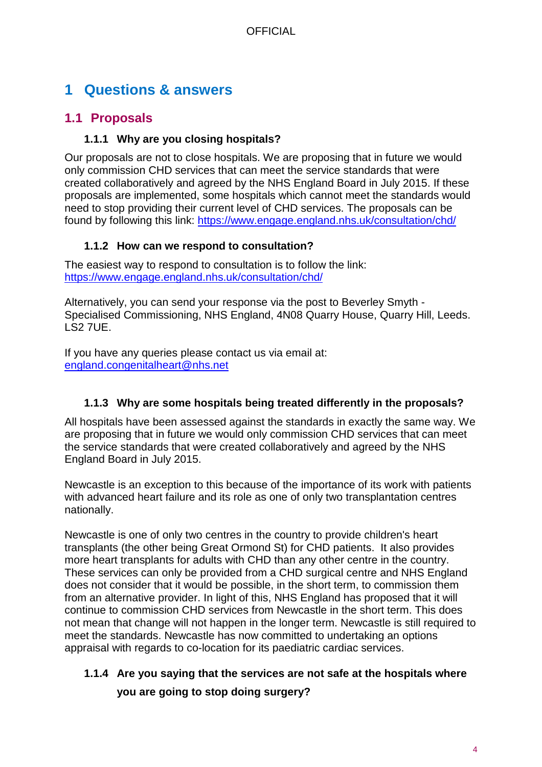# 1 Questions & answers

## 1.1 Proposals

### 1.1.1 Why are you closing hospitals?

Our proposals are not to close hospitals. We are proposing that in future we would only commission CHD services that can meet the service standards that were created collaboratively and agreed by the NHS England Board in July 2015. If these proposals are implemented, some hospitals which cannot meet the standards would need to stop providing their current level of CHD services. The proposals can be found by following this link: [https://www.engage.england.nhs.uk/consultation/chd/](https://www.engage.england.nhs.uk/consultation/chd/)

### 1.1.2 How can we respond to consultation?

The easiest way to respond to consultation is to follow the link: [https://www.engage.england.nhs.uk/consultation/chd/](https://www.engage.england.nhs.uk/consultation/chd/)

Alternatively, you can send your response via the post to Beverley Smyth - Specialised Commissioning, NHS England, 4N08 Quarry House, Quarry Hill, Leeds. LS2 7UE.

If you have any queries please contact us via email at: [england.congenitalheart@nhs.net](mailto:england.congenitalheart@nhs.net)

### 1.1.3 Why are some hospitals being treated differently in the proposals?

All hospitals have been assessed against the standards in exactly the same way. We are proposing that in future we would only commission CHD services that can meet the service standards that were created collaboratively and agreed by the NHS England Board in July 2015.

Newcastle is an exception to this because of the importance of its work with patients with advanced heart failure and its role as one of only two transplantation centres nationally.

Newcastle is one of only two centres in the country to provide children's heart transplants (the other being Great Ormond St) for CHD patients. It also provides more heart transplants for adults with CHD than any other centre in the country. These services can only be provided from a CHD surgical centre and NHS England does not consider that it would be possible, in the short term, to commission them from an alternative provider. In light of this, NHS England has proposed that it will continue to commission CHD services from Newcastle in the short term. This does not mean that change will not happen in the longer term. Newcastle is still required to meet the standards. Newcastle has now committed to undertaking an options appraisal with regards to co-location for its paediatric cardiac services.

### 1.1.4 Are you saying that the services are not safe at the hospitals where you are going to stop doing surgery?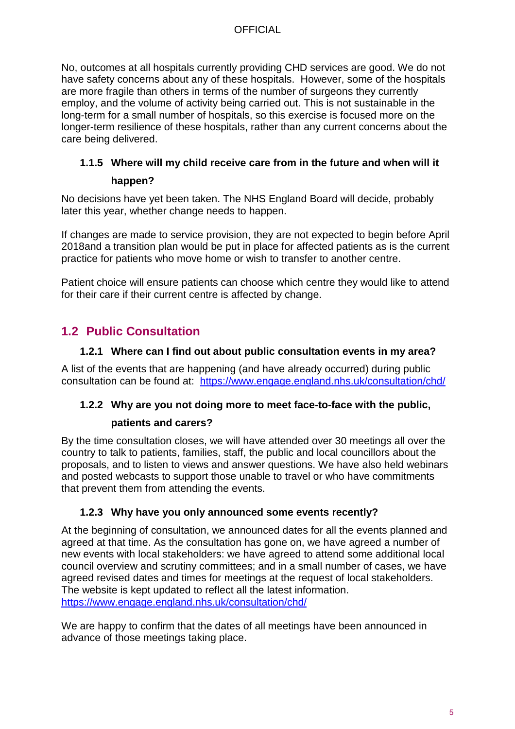No, outcomes at all hospitals currently providing CHD services are good. We do not have safety concerns about any of these hospitals. However, some of the hospitals are more fragile than others in terms of the number of surgeons they currently employ, and the volume of activity being carried out. This is not sustainable in the long-term for a small number of hospitals, so this exercise is focused more on the longer-term resilience of these hospitals, rather than any current concerns about the care being delivered.

### 1.1.5 Where will my child receive care from in the future and when will it happen?

No decisions have yet been taken. The NHS England Board will decide, probably later this year, whether change needs to happen.

If changes are made to service provision, they are not expected to begin before April 2018and a transition plan would be put in place for affected patients as is the current practice for patients who move home or wish to transfer to another centre.

Patient choice will ensure patients can choose which centre they would like to attend for their care if their current centre is affected by change.

## 1.2 Public Consultation

### 1.2.1 Where can I find out about public consultation events in my area?

A list of the events that are happening (and have already occurred) during public consultation can be found at: https://www.engage.england.nhs.uk/consultation/chd/

### 1.2.2 Why are you not doing more to meet face-to-face with the public, patients and carers?

By the time consultation closes, we will have attended over 30 meetings all over the country to talk to patients, families, staff, the public and local councillors about the proposals, and to listen to views and answer questions. We have also held webinars and posted webcasts to support those unable to travel or who have commitments that prevent them from attending the events.

### 1.2.3 Why have you only announced some events recently?

At the beginning of consultation, we announced dates for all the events planned and agreed at that time. As the consultation has gone on, we have agreed a number of new events with local stakeholders: we have agreed to attend some additional local council overview and scrutiny committees; and in a small number of cases, we have agreed revised dates and times for meetings at the request of local stakeholders. The website is kept updated to reflect all the latest information. https://www.engage.england.nhs.uk/consultation/chd/

We are happy to confirm that the dates of all meetings have been announced in advance of those meetings taking place.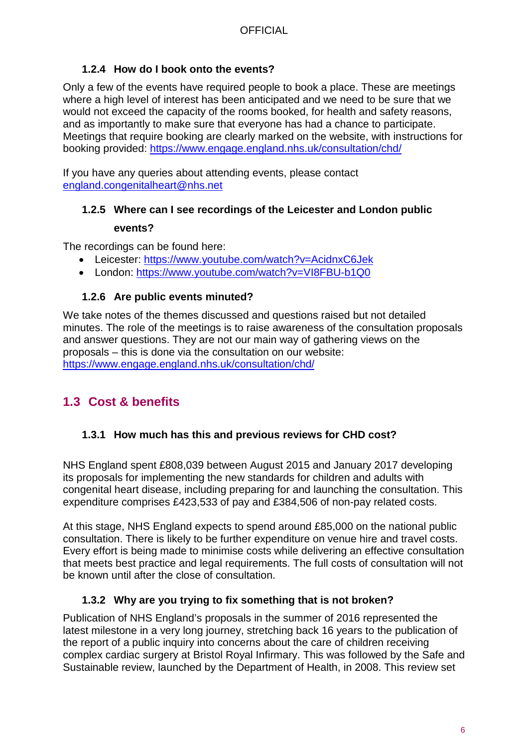#### 1.2.4 How do I book onto the events?

Only a few of the events have required people to book a place. These are meetings where a high level of interest has been anticipated and we need to be sure that we would not exceed the capacity of the rooms booked, for health and safety reasons, and as importantly to make sure that everyone has had a chance to participate. Meetings that require booking are clearly marked on the website, with instructions for booking provided: https://www.engage.england.nhs.uk/consultation/chd/

If you have any queries about attending events, please contact england.congenitalheart@nhs.net

#### 1.2.5 Where can I see recordings of the Leicester and London public events?

The recordings can be found here:

- Leicester: https://www.youtube.com/watch?v=AcidnxC6Jek
- London: https://www.youtube.com/watch?v=VI8FBU-b1Q0

#### 1.2.6 Are public events minuted?

We take notes of the themes discussed and questions raised but not detailed minutes. The role of the meetings is to raise awareness of the consultation proposals and answer questions. They are not our main way of gathering views on the proposals – this is done via the consultation on our website: https://www.engage.england.nhs.uk/consultation/chd/

## 1.3 Cost & benefits

#### 1.3.1 How much has this and previous reviews for CHD cost?

NHS England spent £808,039 between August 2015 and January 2017 developing its proposals for implementing the new standards for children and adults with congenital heart disease, including preparing for and launching the consultation. This expenditure comprises £423,533 of pay and £384,506 of non-pay related costs.

At this stage, NHS England expects to spend around £85,000 on the national public consultation. There is likely to be further expenditure on venue hire and travel costs. Every effort is being made to minimise costs while delivering an effective consultation that meets best practice and legal requirements. The full costs of consultation will not be known until after the close of consultation.

#### 1.3.2 Why are you trying to fix something that is not broken?

Publication of NHS England's proposals in the summer of 2016 represented the latest milestone in a very long journey, stretching back 16 years to the publication of the report of a public inquiry into concerns about the care of children receiving complex cardiac surgery at Bristol Royal Infirmary. This was followed by the Safe and Sustainable review, launched by the Department of Health, in 2008. This review set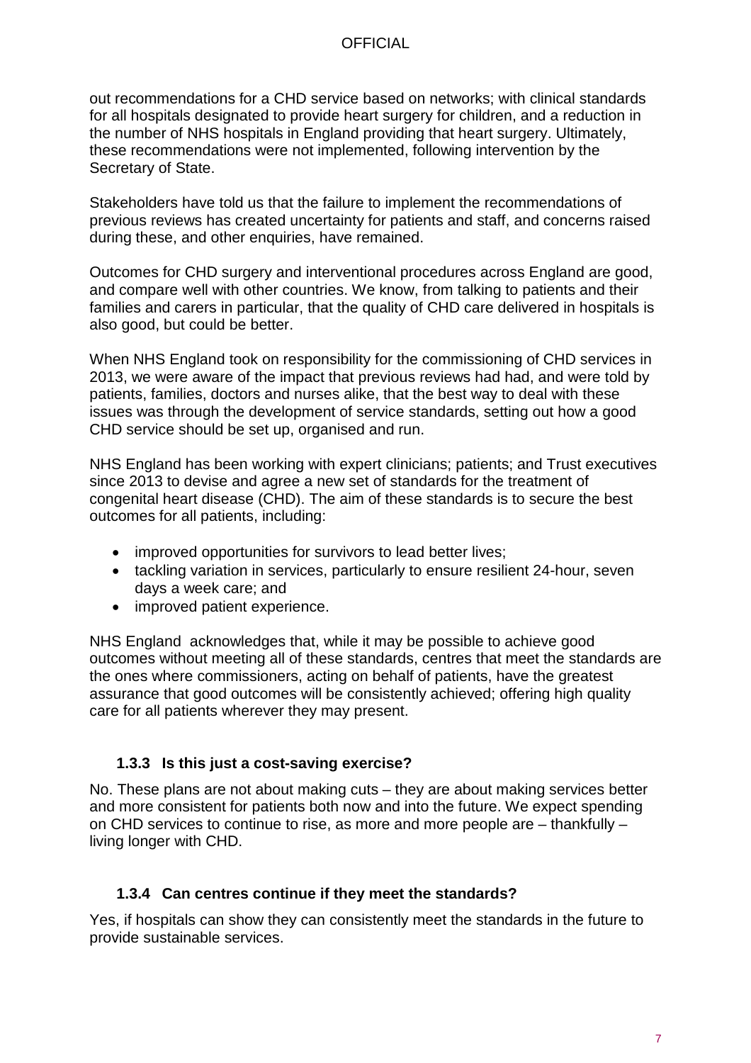out recommendations for a CHD service based on networks; with clinical standards for all hospitals designated to provide heart surgery for children, and a reduction in the number of NHS hospitals in England providing that heart surgery. Ultimately, these recommendations were not implemented, following intervention by the Secretary of State.

Stakeholders have told us that the failure to implement the recommendations of previous reviews has created uncertainty for patients and staff, and concerns raised during these, and other enquiries, have remained.

Outcomes for CHD surgery and interventional procedures across England are good, and compare well with other countries. We know, from talking to patients and their families and carers in particular, that the quality of CHD care delivered in hospitals is also good, but could be better.

When NHS England took on responsibility for the commissioning of CHD services in 2013, we were aware of the impact that previous reviews had had, and were told by patients, families, doctors and nurses alike, that the best way to deal with these issues was through the development of service standards, setting out how a good CHD service should be set up, organised and run.

NHS England has been working with expert clinicians; patients; and Trust executives since 2013 to devise and agree a new set of standards for the treatment of congenital heart disease (CHD). The aim of these standards is to secure the best outcomes for all patients, including:

- improved opportunities for survivors to lead better lives;
- tackling variation in services, particularly to ensure resilient 24-hour, seven days a week care; and
- improved patient experience.

NHS England acknowledges that, while it may be possible to achieve good outcomes without meeting all of these standards, centres that meet the standards are the ones where commissioners, acting on behalf of patients, have the greatest assurance that good outcomes will be consistently achieved; offering high quality care for all patients wherever they may present.

### 1.3.3 Is this just a cost-saving exercise?

No. These plans are not about making cuts – they are about making services better and more consistent for patients both now and into the future. We expect spending on CHD services to continue to rise, as more and more people are – thankfully – living longer with CHD.

### 1.3.4 Can centres continue if they meet the standards?

Yes, if hospitals can show they can consistently meet the standards in the future to provide sustainable services.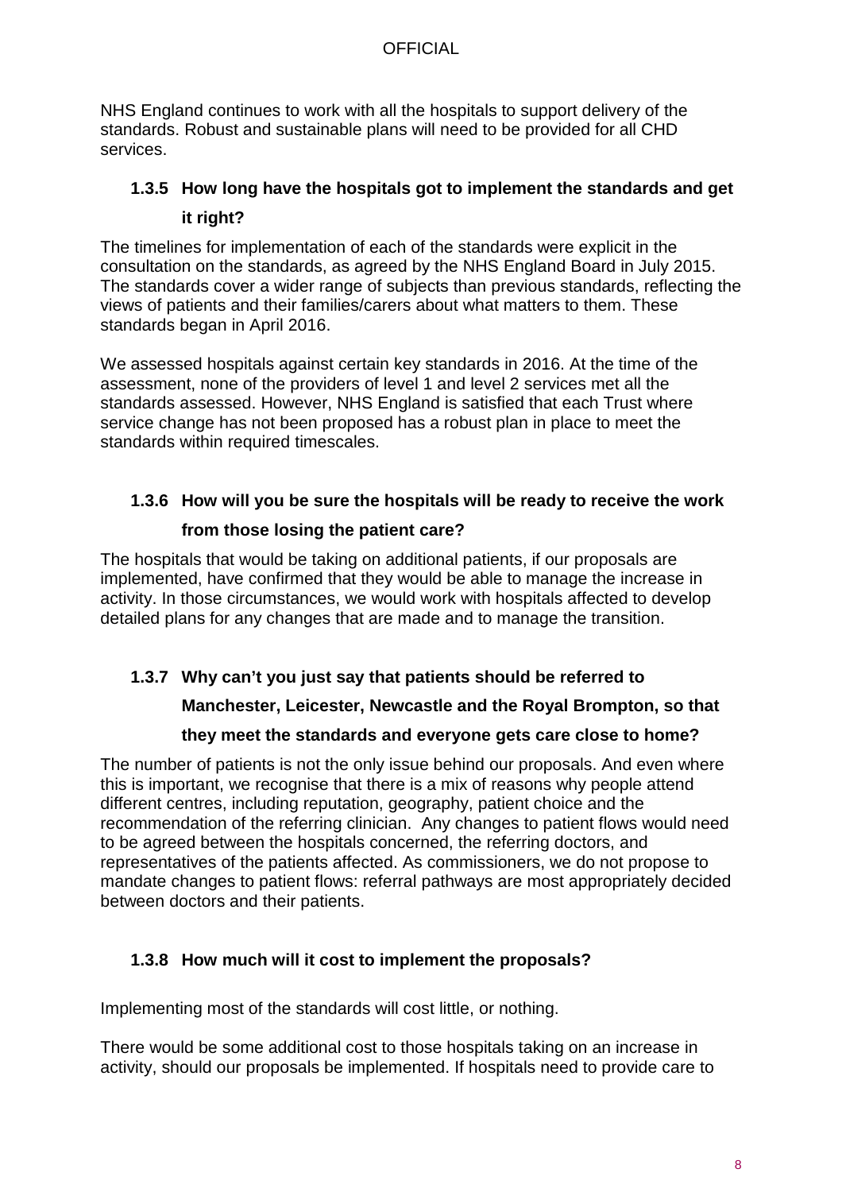NHS England continues to work with all the hospitals to support delivery of the standards. Robust and sustainable plans will need to be provided for all CHD services.

### 1.3.5 How long have the hospitals got to implement the standards and get it right?

The timelines for implementation of each of the standards were explicit in the consultation on the standards, as agreed by the NHS England Board in July 2015. The standards cover a wider range of subjects than previous standards, reflecting the views of patients and their families/carers about what matters to them. These standards began in April 2016.

We assessed hospitals against certain key standards in 2016. At the time of the assessment, none of the providers of level 1 and level 2 services met all the standards assessed. However, NHS England is satisfied that each Trust where service change has not been proposed has a robust plan in place to meet the standards within required timescales.

### 1.3.6 How will you be sure the hospitals will be ready to receive the work from those losing the patient care?

The hospitals that would be taking on additional patients, if our proposals are implemented, have confirmed that they would be able to manage the increase in activity. In those circumstances, we would work with hospitals affected to develop detailed plans for any changes that are made and to manage the transition.

### 1.3.7 Why can't you just say that patients should be referred to Manchester, Leicester, Newcastle and the Royal Brompton, so that they meet the standards and everyone gets care close to home?

The number of patients is not the only issue behind our proposals. And even where this is important, we recognise that there is a mix of reasons why people attend different centres, including reputation, geography, patient choice and the recommendation of the referring clinician. Any changes to patient flows would need to be agreed between the hospitals concerned, the referring doctors, and representatives of the patients affected. As commissioners, we do not propose to mandate changes to patient flows: referral pathways are most appropriately decided between doctors and their patients.

### 1.3.8 How much will it cost to implement the proposals?

Implementing most of the standards will cost little, or nothing.

There would be some additional cost to those hospitals taking on an increase in activity, should our proposals be implemented. If hospitals need to provide care to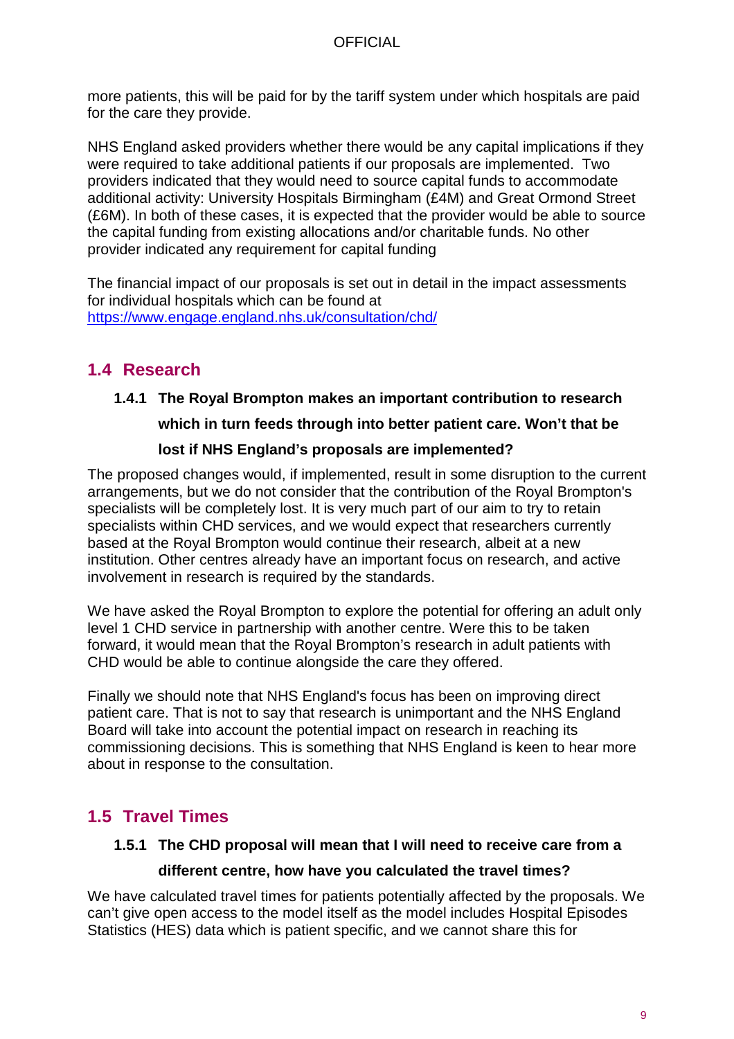more patients, this will be paid for by the tariff system under which hospitals are paid for the care they provide.

NHS England asked providers whether there would be any capital implications if they were required to take additional patients if our proposals are implemented. Two providers indicated that they would need to source capital funds to accommodate additional activity: University Hospitals Birmingham (£4M) and Great Ormond Street (£6M). In both of these cases, it is expected that the provider would be able to source the capital funding from existing allocations and/or charitable funds. No other provider indicated any requirement for capital funding

The financial impact of our proposals is set out in detail in the impact assessments for individual hospitals which can be found at https://www.engage.england.nhs.uk/consultation/chd/

## 1.4 Research

### 1.4.1 The Royal Brompton makes an important contribution to research which in turn feeds through into better patient care. Won't that be lost if NHS England's proposals are implemented?

The proposed changes would, if implemented, result in some disruption to the current arrangements, but we do not consider that the contribution of the Royal Brompton's specialists will be completely lost. It is very much part of our aim to try to retain specialists within CHD services, and we would expect that researchers currently based at the Royal Brompton would continue their research, albeit at a new institution. Other centres already have an important focus on research, and active involvement in research is required by the standards.

We have asked the Royal Brompton to explore the potential for offering an adult only level 1 CHD service in partnership with another centre. Were this to be taken forward, it would mean that the Royal Brompton's research in adult patients with CHD would be able to continue alongside the care they offered.

Finally we should note that NHS England's focus has been on improving direct patient care. That is not to say that research is unimportant and the NHS England Board will take into account the potential impact on research in reaching its commissioning decisions. This is something that NHS England is keen to hear more about in response to the consultation.

## 1.5 Travel Times

### 1.5.1 The CHD proposal will mean that I will need to receive care from a different centre, how have you calculated the travel times?

We have calculated travel times for patients potentially affected by the proposals. We can't give open access to the model itself as the model includes Hospital Episodes Statistics (HES) data which is patient specific, and we cannot share this for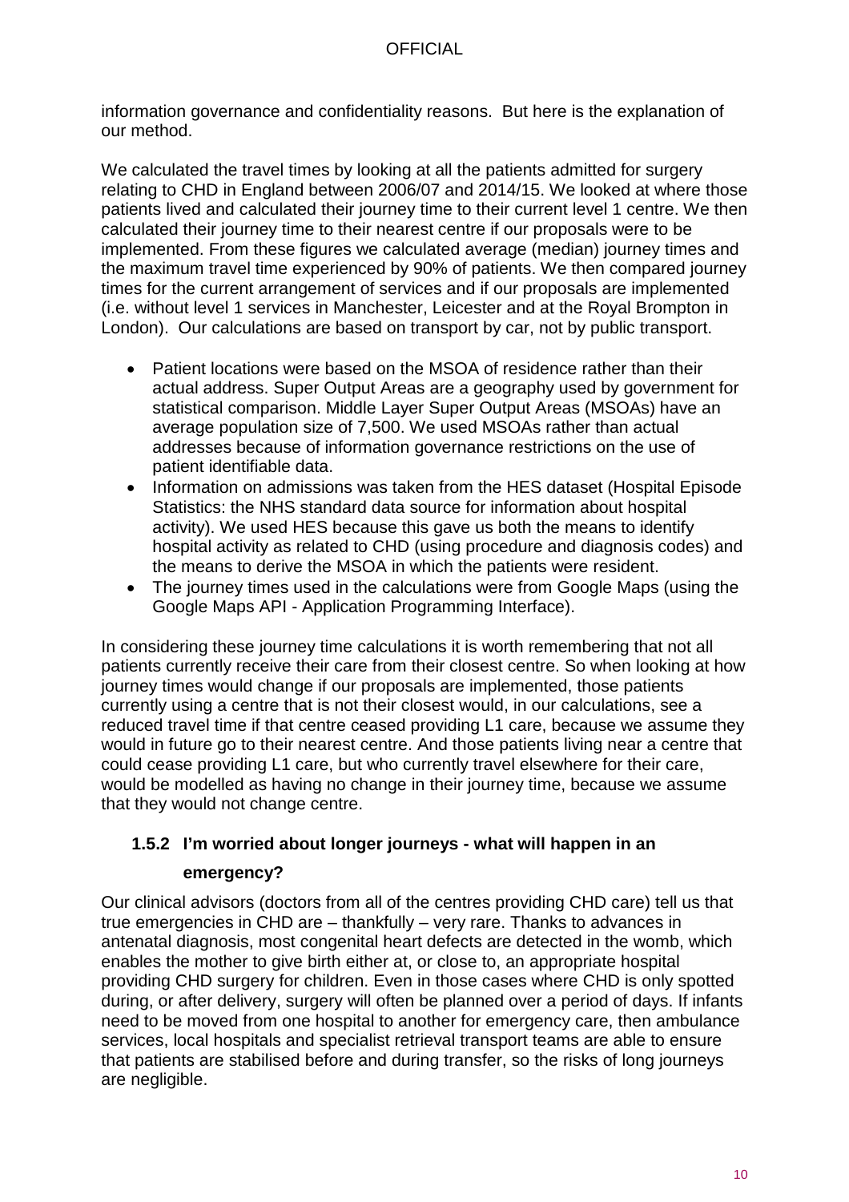information governance and confidentiality reasons. But here is the explanation of our method.

We calculated the travel times by looking at all the patients admitted for surgery relating to CHD in England between 2006/07 and 2014/15. We looked at where those patients lived and calculated their journey time to their current level 1 centre. We then calculated their journey time to their nearest centre if our proposals were to be implemented. From these figures we calculated average (median) journey times and the maximum travel time experienced by 90% of patients. We then compared journey times for the current arrangement of services and if our proposals are implemented (i.e. without level 1 services in Manchester, Leicester and at the Royal Brompton in London). Our calculations are based on transport by car, not by public transport.

- Patient locations were based on the MSOA of residence rather than their actual address. Super Output Areas are a geography used by government for statistical comparison. Middle Layer Super Output Areas (MSOAs) have an average population size of 7,500. We used MSOAs rather than actual addresses because of information governance restrictions on the use of patient identifiable data.
- Information on admissions was taken from the HES dataset (Hospital Episode Statistics: the NHS standard data source for information about hospital activity). We used HES because this gave us both the means to identify hospital activity as related to CHD (using procedure and diagnosis codes) and the means to derive the MSOA in which the patients were resident.
- The journey times used in the calculations were from Google Maps (using the Google Maps API - Application Programming Interface).

In considering these journey time calculations it is worth remembering that not all patients currently receive their care from their closest centre. So when looking at how journey times would change if our proposals are implemented, those patients currently using a centre that is not their closest would, in our calculations, see a reduced travel time if that centre ceased providing L1 care, because we assume they would in future go to their nearest centre. And those patients living near a centre that could cease providing L1 care, but who currently travel elsewhere for their care, would be modelled as having no change in their journey time, because we assume that they would not change centre.

### 1.5.2 I'm worried about longer journeys - what will happen in an emergency?

Our clinical advisors (doctors from all of the centres providing CHD care) tell us that true emergencies in CHD are – thankfully – very rare. Thanks to advances in antenatal diagnosis, most congenital heart defects are detected in the womb, which enables the mother to give birth either at, or close to, an appropriate hospital providing CHD surgery for children. Even in those cases where CHD is only spotted during, or after delivery, surgery will often be planned over a period of days. If infants need to be moved from one hospital to another for emergency care, then ambulance services, local hospitals and specialist retrieval transport teams are able to ensure that patients are stabilised before and during transfer, so the risks of long journeys are negligible.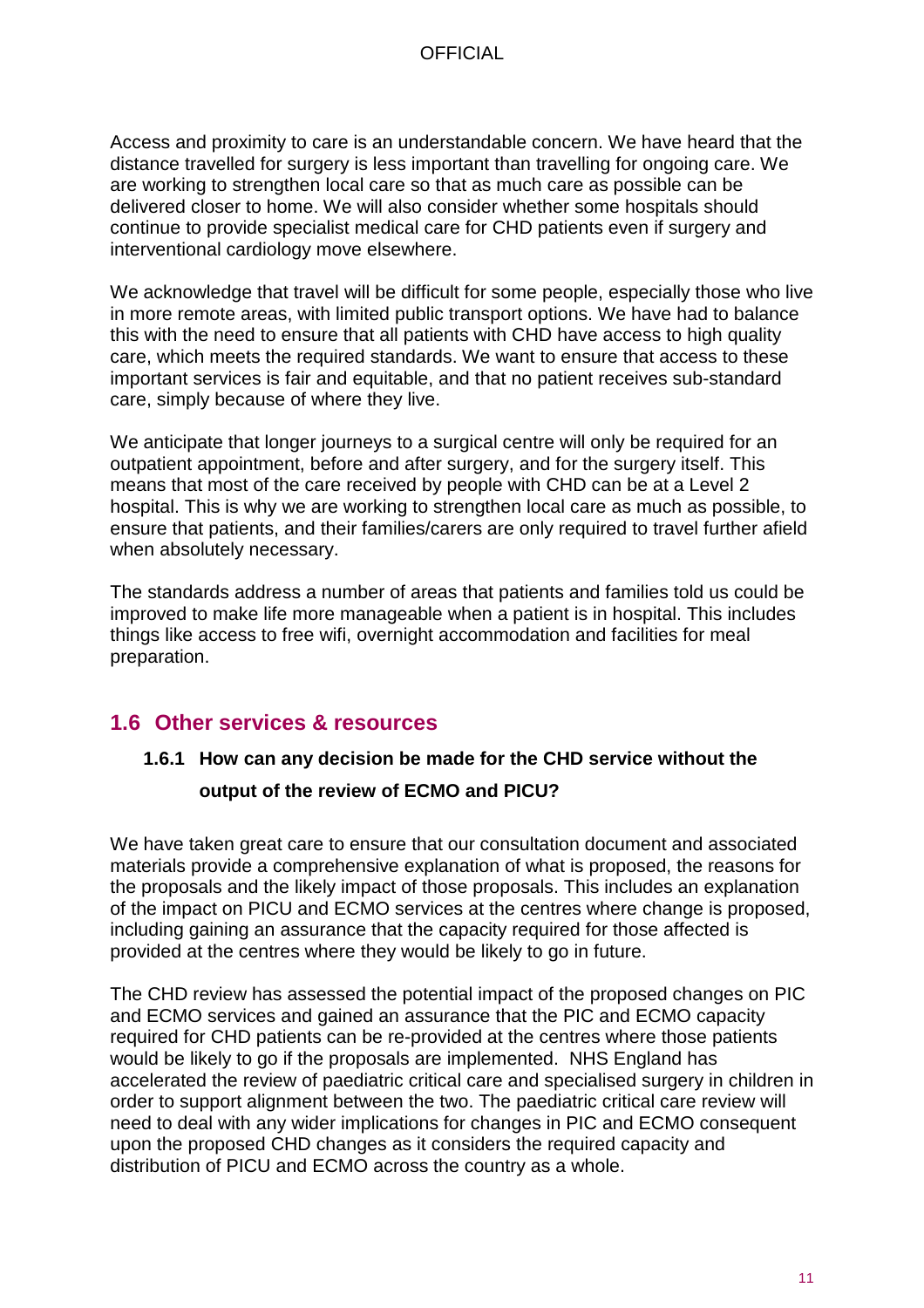Access and proximity to care is an understandable concern. We have heard that the distance travelled for surgery is less important than travelling for ongoing care. We are working to strengthen local care so that as much care as possible can be delivered closer to home. We will also consider whether some hospitals should continue to provide specialist medical care for CHD patients even if surgery and interventional cardiology move elsewhere.

We acknowledge that travel will be difficult for some people, especially those who live in more remote areas, with limited public transport options. We have had to balance this with the need to ensure that all patients with CHD have access to high quality care, which meets the required standards. We want to ensure that access to these important services is fair and equitable, and that no patient receives sub-standard care, simply because of where they live.

We anticipate that longer journeys to a surgical centre will only be required for an outpatient appointment, before and after surgery, and for the surgery itself. This means that most of the care received by people with CHD can be at a Level 2 hospital. This is why we are working to strengthen local care as much as possible, to ensure that patients, and their families/carers are only required to travel further afield when absolutely necessary.

The standards address a number of areas that patients and families told us could be improved to make life more manageable when a patient is in hospital. This includes things like access to free wifi, overnight accommodation and facilities for meal preparation.

## 1.6 Other services & resources

### 1.6.1 How can any decision be made for the CHD service without the output of the review of ECMO and PICU?

We have taken great care to ensure that our consultation document and associated materials provide a comprehensive explanation of what is proposed, the reasons for the proposals and the likely impact of those proposals. This includes an explanation of the impact on PICU and ECMO services at the centres where change is proposed, including gaining an assurance that the capacity required for those affected is provided at the centres where they would be likely to go in future.

The CHD review has assessed the potential impact of the proposed changes on PIC and ECMO services and gained an assurance that the PIC and ECMO capacity required for CHD patients can be re-provided at the centres where those patients would be likely to go if the proposals are implemented. NHS England has accelerated the review of paediatric critical care and specialised surgery in children in order to support alignment between the two. The paediatric critical care review will need to deal with any wider implications for changes in PIC and ECMO consequent upon the proposed CHD changes as it considers the required capacity and distribution of PICU and ECMO across the country as a whole.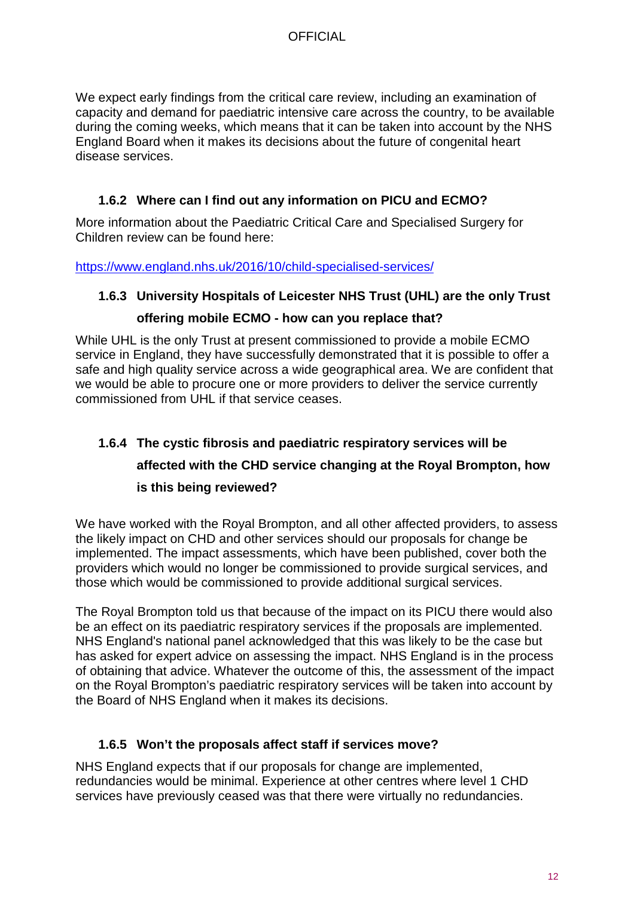We expect early findings from the critical care review, including an examination of capacity and demand for paediatric intensive care across the country, to be available during the coming weeks, which means that it can be taken into account by the NHS England Board when it makes its decisions about the future of congenital heart disease services.

### 1.6.2 Where can I find out any information on PICU and ECMO?

More information about the Paediatric Critical Care and Specialised Surgery for Children review can be found here:

https://www.england.nhs.uk/2016/10/child-specialised-services/

### 1.6.3 University Hospitals of Leicester NHS Trust (UHL) are the only Trust offering mobile ECMO - how can you replace that?

While UHL is the only Trust at present commissioned to provide a mobile ECMO service in England, they have successfully demonstrated that it is possible to offer a safe and high quality service across a wide geographical area. We are confident that we would be able to procure one or more providers to deliver the service currently commissioned from UHL if that service ceases.

### 1.6.4 The cystic fibrosis and paediatric respiratory services will be affected with the CHD service changing at the Royal Brompton, how is this being reviewed?

We have worked with the Royal Brompton, and all other affected providers, to assess the likely impact on CHD and other services should our proposals for change be implemented. The impact assessments, which have been published, cover both the providers which would no longer be commissioned to provide surgical services, and those which would be commissioned to provide additional surgical services.

The Royal Brompton told us that because of the impact on its PICU there would also be an effect on its paediatric respiratory services if the proposals are implemented. NHS England's national panel acknowledged that this was likely to be the case but has asked for expert advice on assessing the impact. NHS England is in the process of obtaining that advice. Whatever the outcome of this, the assessment of the impact on the Royal Brompton's paediatric respiratory services will be taken into account by the Board of NHS England when it makes its decisions.

### 1.6.5 Won't the proposals affect staff if services move?

NHS England expects that if our proposals for change are implemented, redundancies would be minimal. Experience at other centres where level 1 CHD services have previously ceased was that there were virtually no redundancies.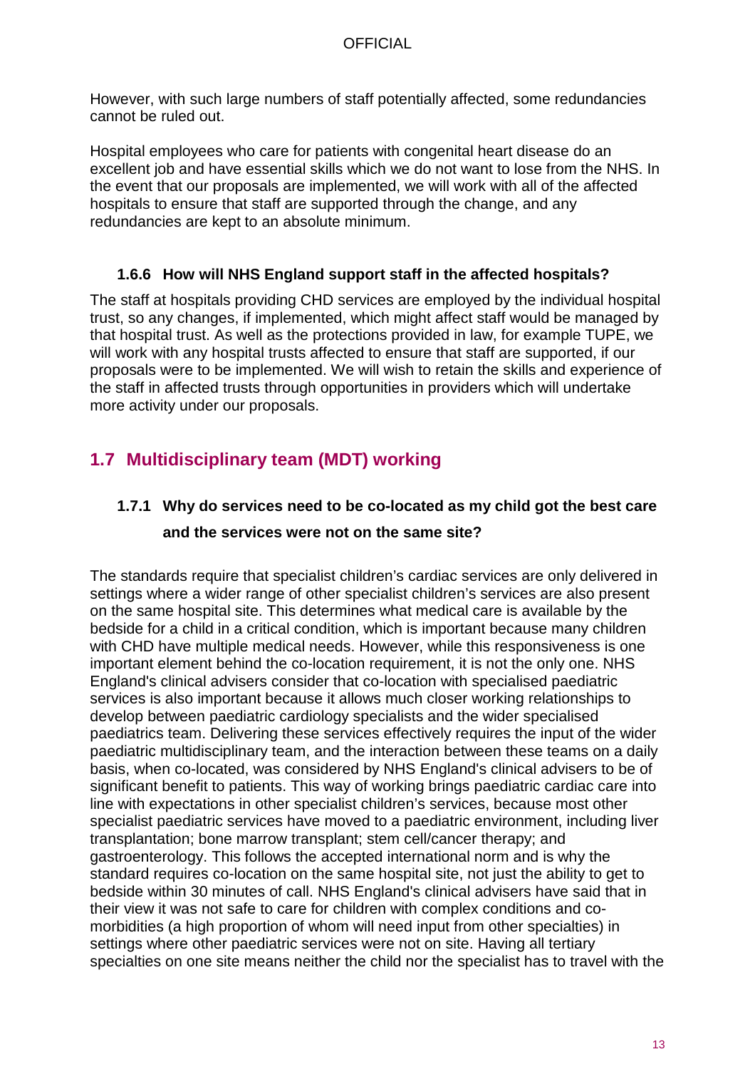However, with such large numbers of staff potentially affected, some redundancies cannot be ruled out.

Hospital employees who care for patients with congenital heart disease do an excellent job and have essential skills which we do not want to lose from the NHS. In the event that our proposals are implemented, we will work with all of the affected hospitals to ensure that staff are supported through the change, and any redundancies are kept to an absolute minimum.

### 1.6.6 How will NHS England support staff in the affected hospitals?

The staff at hospitals providing CHD services are employed by the individual hospital trust, so any changes, if implemented, which might affect staff would be managed by that hospital trust. As well as the protections provided in law, for example TUPE, we will work with any hospital trusts affected to ensure that staff are supported, if our proposals were to be implemented. We will wish to retain the skills and experience of the staff in affected trusts through opportunities in providers which will undertake more activity under our proposals.

## 1.7 Multidisciplinary team (MDT) working

### 1.7.1 Why do services need to be co-located as my child got the best care and the services were not on the same site?

The standards require that specialist children's cardiac services are only delivered in settings where a wider range of other specialist children's services are also present on the same hospital site. This determines what medical care is available by the bedside for a child in a critical condition, which is important because many children with CHD have multiple medical needs. However, while this responsiveness is one important element behind the co-location requirement, it is not the only one. NHS England's clinical advisers consider that co-location with specialised paediatric services is also important because it allows much closer working relationships to develop between paediatric cardiology specialists and the wider specialised paediatrics team. Delivering these services effectively requires the input of the wider paediatric multidisciplinary team, and the interaction between these teams on a daily basis, when co-located, was considered by NHS England's clinical advisers to be of significant benefit to patients. This way of working brings paediatric cardiac care into line with expectations in other specialist children's services, because most other specialist paediatric services have moved to a paediatric environment, including liver transplantation; bone marrow transplant; stem cell/cancer therapy; and gastroenterology. This follows the accepted international norm and is why the standard requires co-location on the same hospital site, not just the ability to get to bedside within 30 minutes of call. NHS England's clinical advisers have said that in their view it was not safe to care for children with complex conditions and co-morbidities (a high proportion of whom will need input from other specialties) in settings where other paediatric services were not on site. Having all tertiary specialties on one site means neither the child nor the specialist has to travel with the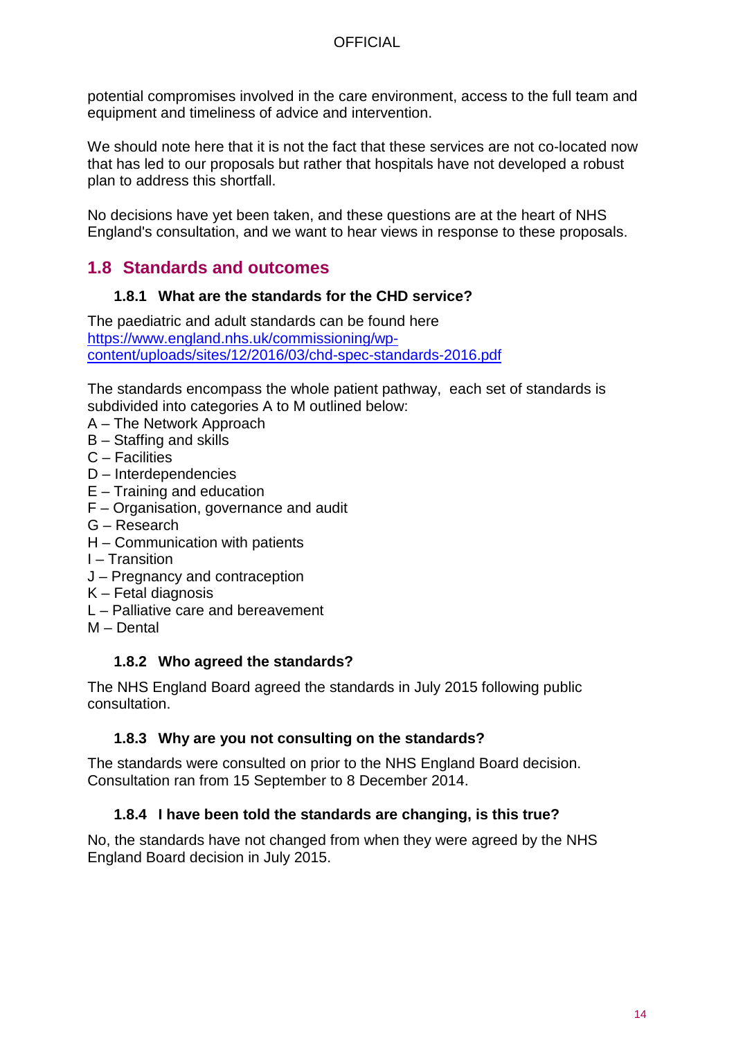potential compromises involved in the care environment, access to the full team and equipment and timeliness of advice and intervention.

We should note here that it is not the fact that these services are not co-located now that has led to our proposals but rather that hospitals have not developed a robust plan to address this shortfall.

No decisions have yet been taken, and these questions are at the heart of NHS England's consultation, and we want to hear views in response to these proposals.

## 1.8 Standards and outcomes

### 1.8.1 What are the standards for the CHD service?

The paediatric and adult standards can be found here [https://www.england.nhs.uk/commissioning/wp-content/uploads/sites/12/2016/03/chd-spec-standards-2016.pdf](https://www.england.nhs.uk/commissioning/wp-content/uploads/sites/12/2016/03/chd-spec-standards-2016.pdf)

The standards encompass the whole patient pathway, each set of standards is subdivided into categories A to M outlined below:

A – The Network Approach
B – Staffing and skills
C – Facilities
D – Interdependencies
E – Training and education
F – Organisation, governance and audit
G – Research
H – Communication with patients
I – Transition
J – Pregnancy and contraception
K – Fetal diagnosis
L – Palliative care and bereavement
M – Dental

### 1.8.2 Who agreed the standards?

The NHS England Board agreed the standards in July 2015 following public consultation.

### 1.8.3 Why are you not consulting on the standards?

The standards were consulted on prior to the NHS England Board decision. Consultation ran from 15 September to 8 December 2014.

### 1.8.4 I have been told the standards are changing, is this true?

No, the standards have not changed from when they were agreed by the NHS England Board decision in July 2015.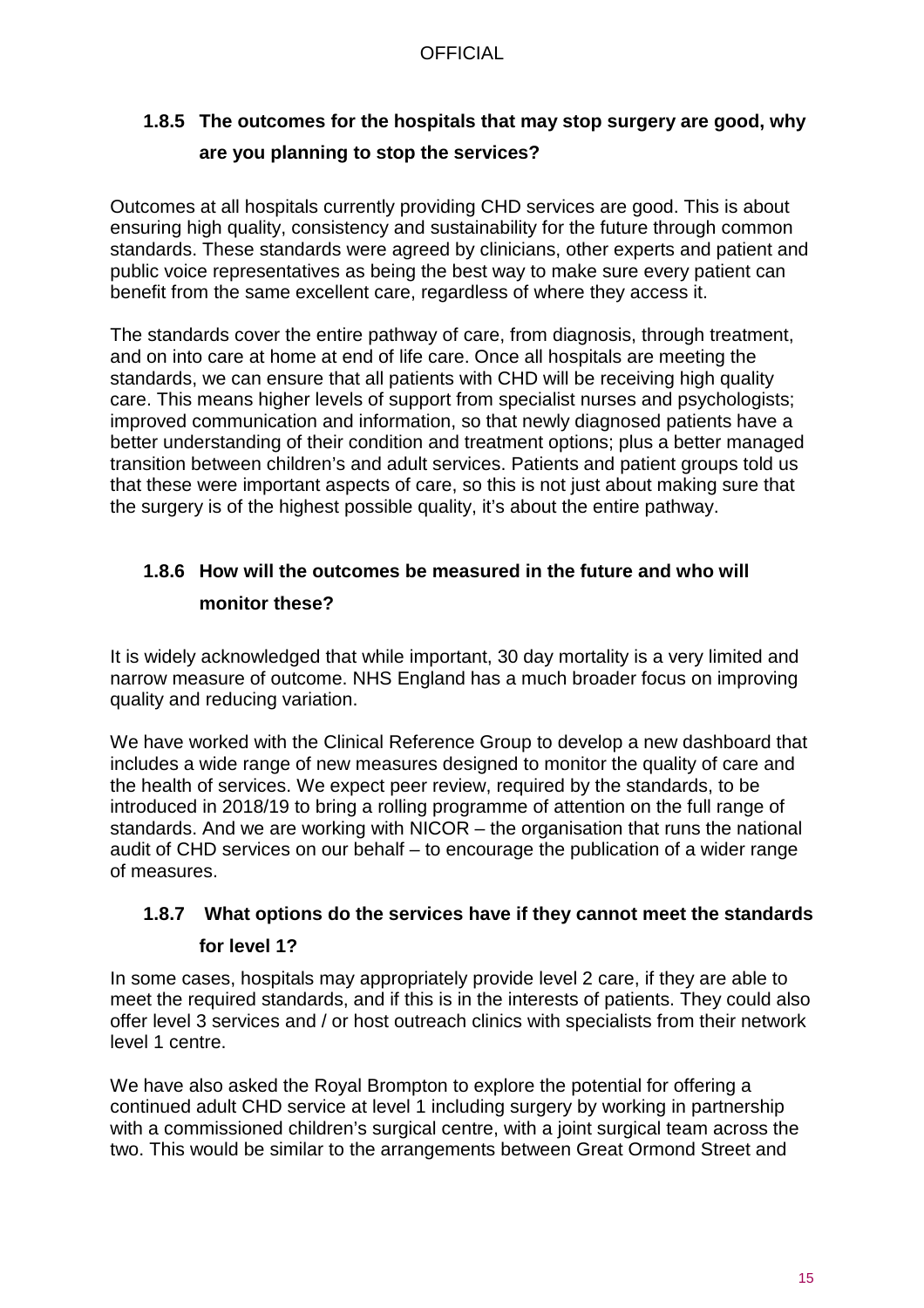### 1.8.5 The outcomes for the hospitals that may stop surgery are good, why are you planning to stop the services?

Outcomes at all hospitals currently providing CHD services are good. This is about ensuring high quality, consistency and sustainability for the future through common standards. These standards were agreed by clinicians, other experts and patient and public voice representatives as being the best way to make sure every patient can benefit from the same excellent care, regardless of where they access it.

The standards cover the entire pathway of care, from diagnosis, through treatment, and on into care at home at end of life care. Once all hospitals are meeting the standards, we can ensure that all patients with CHD will be receiving high quality care. This means higher levels of support from specialist nurses and psychologists; improved communication and information, so that newly diagnosed patients have a better understanding of their condition and treatment options; plus a better managed transition between children's and adult services. Patients and patient groups told us that these were important aspects of care, so this is not just about making sure that the surgery is of the highest possible quality, it's about the entire pathway.

### 1.8.6 How will the outcomes be measured in the future and who will monitor these?

It is widely acknowledged that while important, 30 day mortality is a very limited and narrow measure of outcome. NHS England has a much broader focus on improving quality and reducing variation.

We have worked with the Clinical Reference Group to develop a new dashboard that includes a wide range of new measures designed to monitor the quality of care and the health of services. We expect peer review, required by the standards, to be introduced in 2018/19 to bring a rolling programme of attention on the full range of standards. And we are working with NICOR – the organisation that runs the national audit of CHD services on our behalf – to encourage the publication of a wider range of measures.

### 1.8.7 What options do the services have if they cannot meet the standards for level 1?

In some cases, hospitals may appropriately provide level 2 care, if they are able to meet the required standards, and if this is in the interests of patients. They could also offer level 3 services and / or host outreach clinics with specialists from their network level 1 centre.

We have also asked the Royal Brompton to explore the potential for offering a continued adult CHD service at level 1 including surgery by working in partnership with a commissioned children's surgical centre, with a joint surgical team across the two. This would be similar to the arrangements between Great Ormond Street and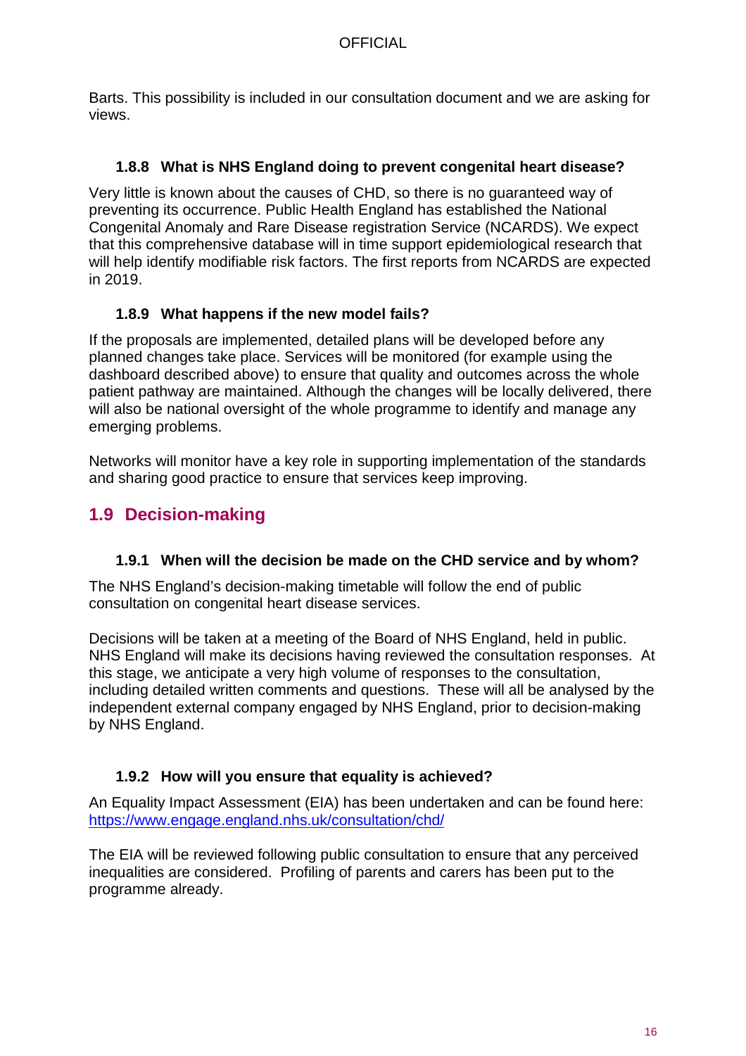Barts. This possibility is included in our consultation document and we are asking for views.

### 1.8.8 What is NHS England doing to prevent congenital heart disease?

Very little is known about the causes of CHD, so there is no guaranteed way of preventing its occurrence. Public Health England has established the National Congenital Anomaly and Rare Disease registration Service (NCARDS). We expect that this comprehensive database will in time support epidemiological research that will help identify modifiable risk factors. The first reports from NCARDS are expected in 2019.

### 1.8.9 What happens if the new model fails?

If the proposals are implemented, detailed plans will be developed before any planned changes take place. Services will be monitored (for example using the dashboard described above) to ensure that quality and outcomes across the whole patient pathway are maintained. Although the changes will be locally delivered, there will also be national oversight of the whole programme to identify and manage any emerging problems.

Networks will monitor have a key role in supporting implementation of the standards and sharing good practice to ensure that services keep improving.

## 1.9 Decision-making

### 1.9.1 When will the decision be made on the CHD service and by whom?

The NHS England's decision-making timetable will follow the end of public consultation on congenital heart disease services.

Decisions will be taken at a meeting of the Board of NHS England, held in public. NHS England will make its decisions having reviewed the consultation responses. At this stage, we anticipate a very high volume of responses to the consultation, including detailed written comments and questions. These will all be analysed by the independent external company engaged by NHS England, prior to decision-making by NHS England.

### 1.9.2 How will you ensure that equality is achieved?

An Equality Impact Assessment (EIA) has been undertaken and can be found here: https://www.engage.england.nhs.uk/consultation/chd/

The EIA will be reviewed following public consultation to ensure that any perceived inequalities are considered. Profiling of parents and carers has been put to the programme already.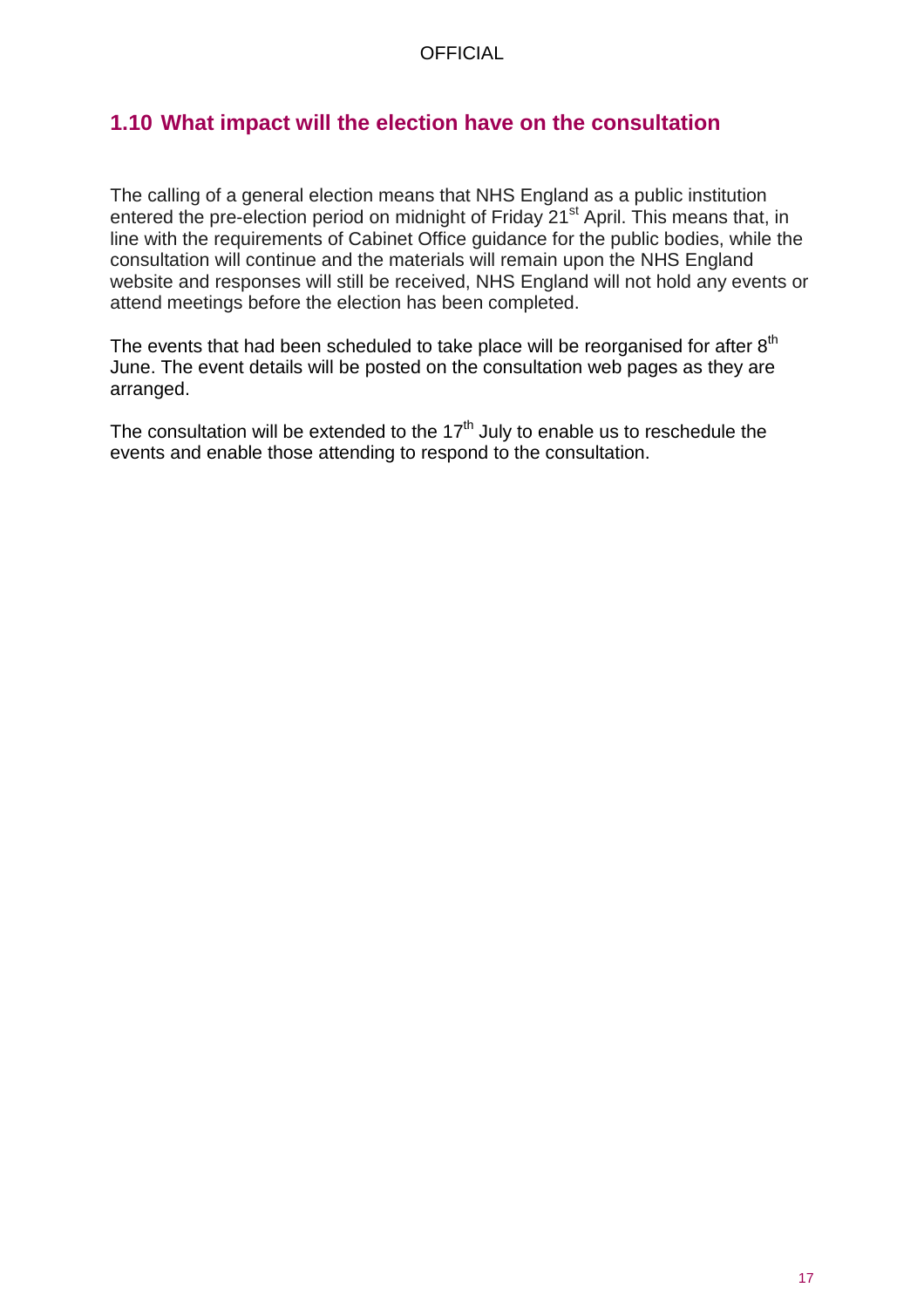## 1.10 What impact will the election have on the consultation

The calling of a general election means that NHS England as a public institution entered the pre-election period on midnight of Friday 21st April. This means that, in line with the requirements of Cabinet Office guidance for the public bodies, while the consultation will continue and the materials will remain upon the NHS England website and responses will still be received, NHS England will not hold any events or attend meetings before the election has been completed.

The events that had been scheduled to take place will be reorganised for after 8th June. The event details will be posted on the consultation web pages as they are arranged.

The consultation will be extended to the 17th July to enable us to reschedule the events and enable those attending to respond to the consultation.